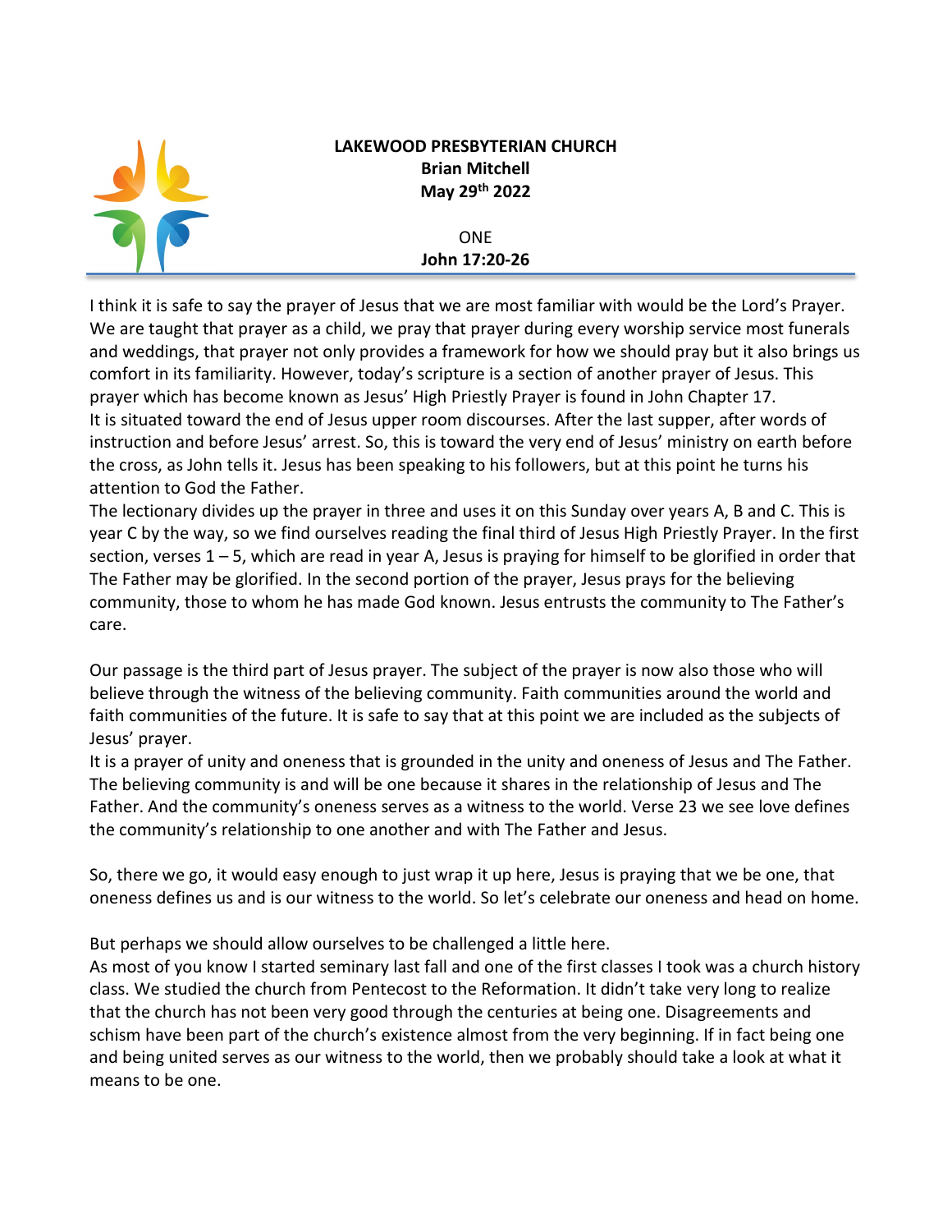**LAKEWOOD PRESBYTERIAN CHURCH**
**Brian Mitchell**
**May 29th 2022**

ONE
**John 17:20-26**

I think it is safe to say the prayer of Jesus that we are most familiar with would be the Lord's Prayer. We are taught that prayer as a child, we pray that prayer during every worship service most funerals and weddings, that prayer not only provides a framework for how we should pray but it also brings us comfort in its familiarity. However, today's scripture is a section of another prayer of Jesus. This prayer which has become known as Jesus' High Priestly Prayer is found in John Chapter 17.
It is situated toward the end of Jesus upper room discourses. After the last supper, after words of instruction and before Jesus' arrest. So, this is toward the very end of Jesus' ministry on earth before the cross, as John tells it. Jesus has been speaking to his followers, but at this point he turns his attention to God the Father.
The lectionary divides up the prayer in three and uses it on this Sunday over years A, B and C. This is year C by the way, so we find ourselves reading the final third of Jesus High Priestly Prayer. In the first section, verses 1 – 5, which are read in year A, Jesus is praying for himself to be glorified in order that The Father may be glorified. In the second portion of the prayer, Jesus prays for the believing community, those to whom he has made God known. Jesus entrusts the community to The Father's care.

Our passage is the third part of Jesus prayer. The subject of the prayer is now also those who will believe through the witness of the believing community. Faith communities around the world and faith communities of the future. It is safe to say that at this point we are included as the subjects of Jesus' prayer.
It is a prayer of unity and oneness that is grounded in the unity and oneness of Jesus and The Father. The believing community is and will be one because it shares in the relationship of Jesus and The Father. And the community's oneness serves as a witness to the world. Verse 23 we see love defines the community's relationship to one another and with The Father and Jesus.

So, there we go, it would easy enough to just wrap it up here, Jesus is praying that we be one, that oneness defines us and is our witness to the world. So let's celebrate our oneness and head on home.

But perhaps we should allow ourselves to be challenged a little here.
As most of you know I started seminary last fall and one of the first classes I took was a church history class. We studied the church from Pentecost to the Reformation. It didn't take very long to realize that the church has not been very good through the centuries at being one. Disagreements and schism have been part of the church's existence almost from the very beginning. If in fact being one and being united serves as our witness to the world, then we probably should take a look at what it means to be one.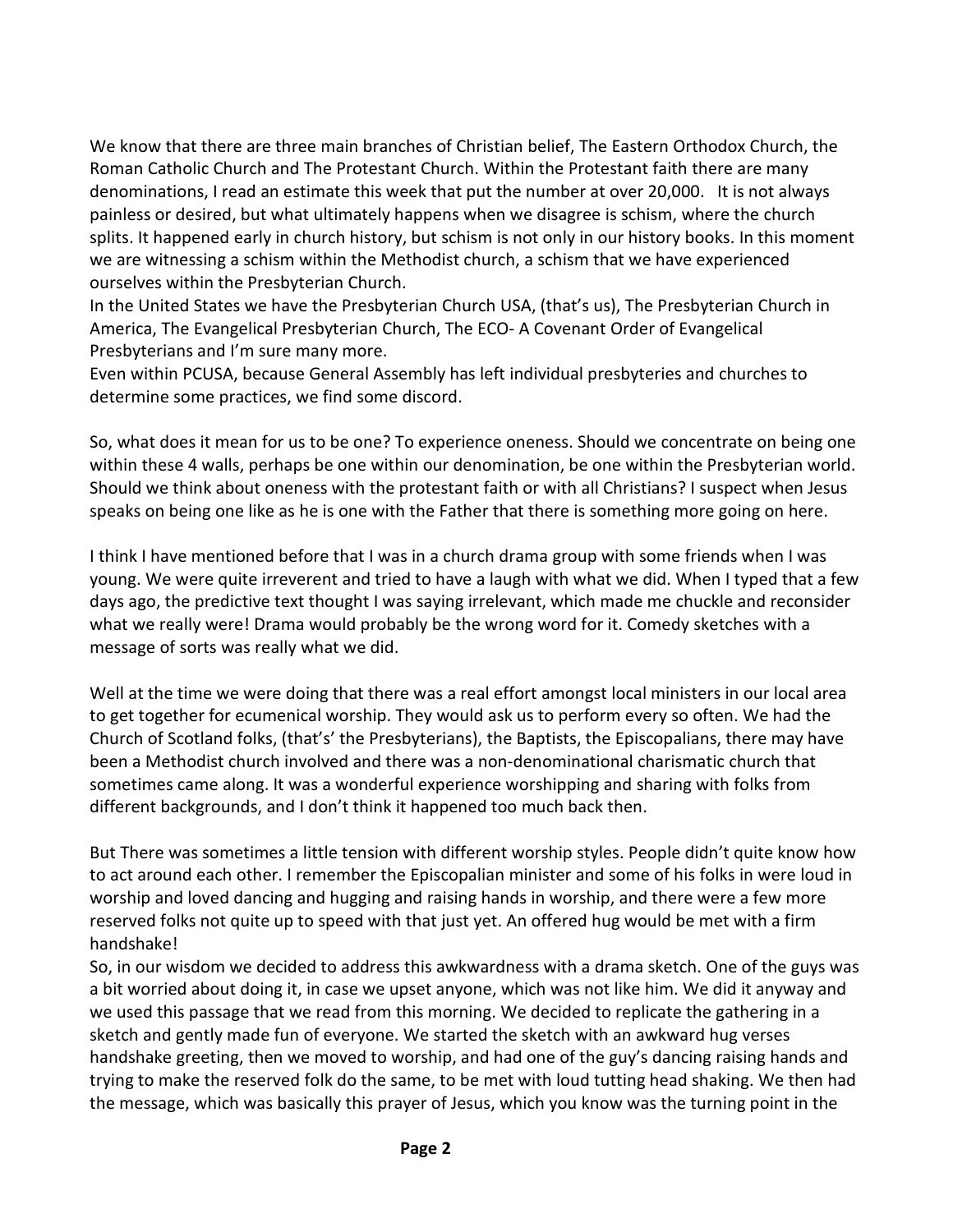We know that there are three main branches of Christian belief, The Eastern Orthodox Church, the Roman Catholic Church and The Protestant Church. Within the Protestant faith there are many denominations, I read an estimate this week that put the number at over 20,000. It is not always painless or desired, but what ultimately happens when we disagree is schism, where the church splits. It happened early in church history, but schism is not only in our history books. In this moment we are witnessing a schism within the Methodist church, a schism that we have experienced ourselves within the Presbyterian Church.
In the United States we have the Presbyterian Church USA, (that's us), The Presbyterian Church in America, The Evangelical Presbyterian Church, The ECO- A Covenant Order of Evangelical Presbyterians and I'm sure many more.
Even within PCUSA, because General Assembly has left individual presbyteries and churches to determine some practices, we find some discord.

So, what does it mean for us to be one? To experience oneness. Should we concentrate on being one within these 4 walls, perhaps be one within our denomination, be one within the Presbyterian world. Should we think about oneness with the protestant faith or with all Christians? I suspect when Jesus speaks on being one like as he is one with the Father that there is something more going on here.

I think I have mentioned before that I was in a church drama group with some friends when I was young. We were quite irreverent and tried to have a laugh with what we did. When I typed that a few days ago, the predictive text thought I was saying irrelevant, which made me chuckle and reconsider what we really were! Drama would probably be the wrong word for it. Comedy sketches with a message of sorts was really what we did.

Well at the time we were doing that there was a real effort amongst local ministers in our local area to get together for ecumenical worship. They would ask us to perform every so often. We had the Church of Scotland folks, (that's' the Presbyterians), the Baptists, the Episcopalians, there may have been a Methodist church involved and there was a non-denominational charismatic church that sometimes came along. It was a wonderful experience worshipping and sharing with folks from different backgrounds, and I don't think it happened too much back then.

But There was sometimes a little tension with different worship styles. People didn't quite know how to act around each other. I remember the Episcopalian minister and some of his folks in were loud in worship and loved dancing and hugging and raising hands in worship, and there were a few more reserved folks not quite up to speed with that just yet. An offered hug would be met with a firm handshake!
So, in our wisdom we decided to address this awkwardness with a drama sketch. One of the guys was a bit worried about doing it, in case we upset anyone, which was not like him. We did it anyway and we used this passage that we read from this morning. We decided to replicate the gathering in a sketch and gently made fun of everyone. We started the sketch with an awkward hug verses handshake greeting, then we moved to worship, and had one of the guy's dancing raising hands and trying to make the reserved folk do the same, to be met with loud tutting head shaking. We then had the message, which was basically this prayer of Jesus, which you know was the turning point in the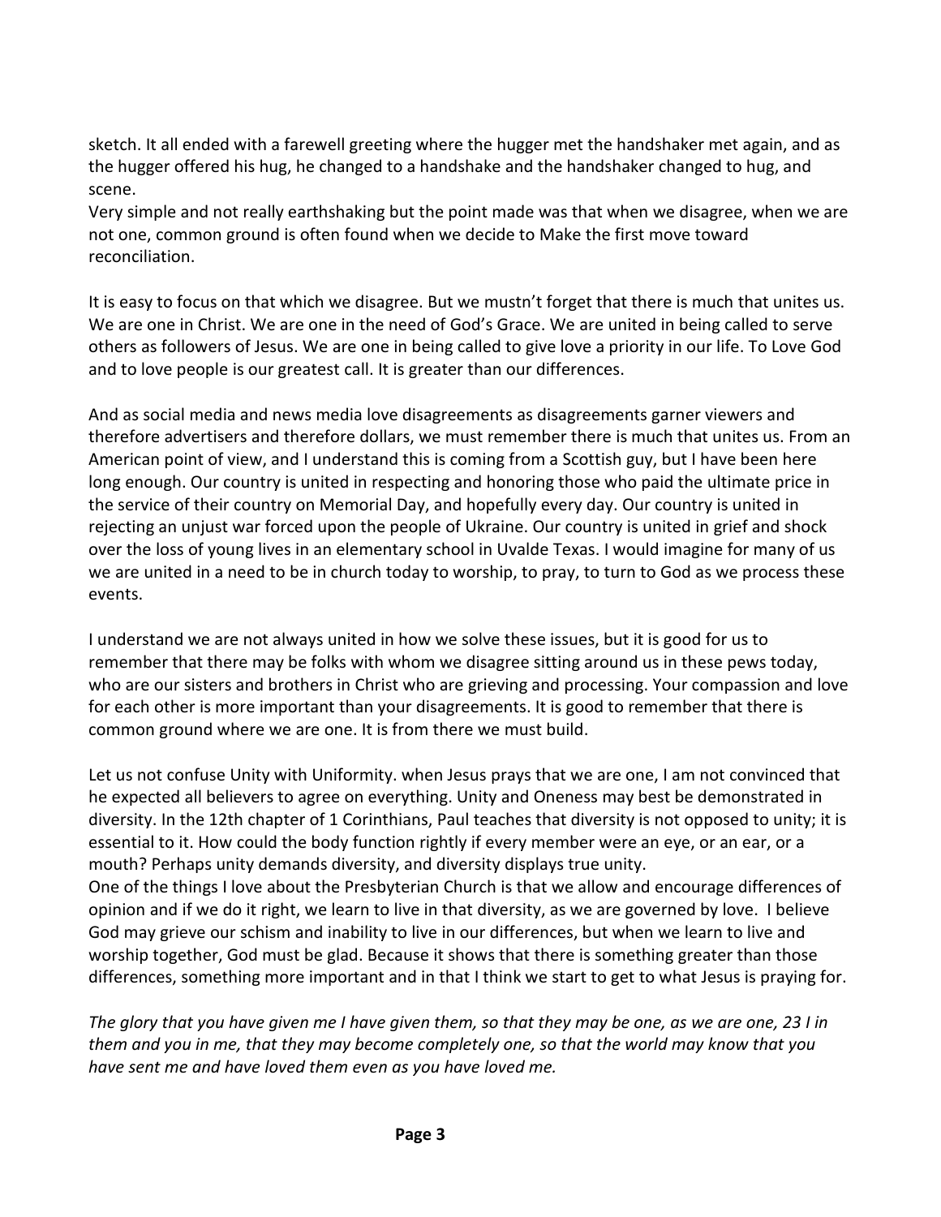sketch. It all ended with a farewell greeting where the hugger met the handshaker met again, and as the hugger offered his hug, he changed to a handshake and the handshaker changed to hug, and scene.
Very simple and not really earthshaking but the point made was that when we disagree, when we are not one, common ground is often found when we decide to Make the first move toward reconciliation.

It is easy to focus on that which we disagree. But we mustn't forget that there is much that unites us. We are one in Christ. We are one in the need of God's Grace. We are united in being called to serve others as followers of Jesus. We are one in being called to give love a priority in our life. To Love God and to love people is our greatest call. It is greater than our differences.

And as social media and news media love disagreements as disagreements garner viewers and therefore advertisers and therefore dollars, we must remember there is much that unites us. From an American point of view, and I understand this is coming from a Scottish guy, but I have been here long enough. Our country is united in respecting and honoring those who paid the ultimate price in the service of their country on Memorial Day, and hopefully every day. Our country is united in rejecting an unjust war forced upon the people of Ukraine. Our country is united in grief and shock over the loss of young lives in an elementary school in Uvalde Texas. I would imagine for many of us we are united in a need to be in church today to worship, to pray, to turn to God as we process these events.

I understand we are not always united in how we solve these issues, but it is good for us to remember that there may be folks with whom we disagree sitting around us in these pews today, who are our sisters and brothers in Christ who are grieving and processing. Your compassion and love for each other is more important than your disagreements. It is good to remember that there is common ground where we are one. It is from there we must build.

Let us not confuse Unity with Uniformity. when Jesus prays that we are one, I am not convinced that he expected all believers to agree on everything. Unity and Oneness may best be demonstrated in diversity. In the 12th chapter of 1 Corinthians, Paul teaches that diversity is not opposed to unity; it is essential to it. How could the body function rightly if every member were an eye, or an ear, or a mouth? Perhaps unity demands diversity, and diversity displays true unity.
One of the things I love about the Presbyterian Church is that we allow and encourage differences of opinion and if we do it right, we learn to live in that diversity, as we are governed by love. I believe God may grieve our schism and inability to live in our differences, but when we learn to live and worship together, God must be glad. Because it shows that there is something greater than those differences, something more important and in that I think we start to get to what Jesus is praying for.

*The glory that you have given me I have given them, so that they may be one, as we are one, 23 I in them and you in me, that they may become completely one, so that the world may know that you have sent me and have loved them even as you have loved me.*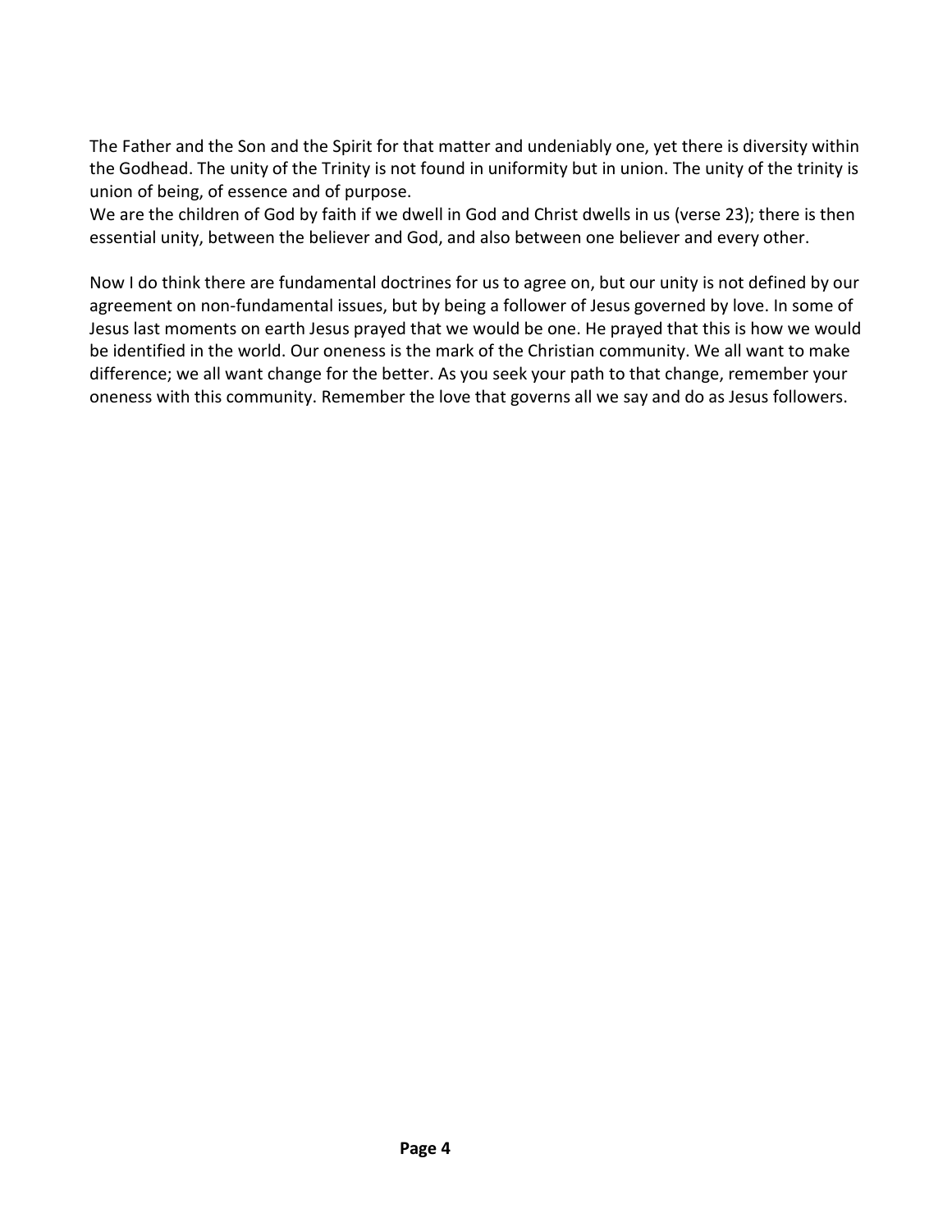The Father and the Son and the Spirit for that matter and undeniably one, yet there is diversity within the Godhead. The unity of the Trinity is not found in uniformity but in union. The unity of the trinity is union of being, of essence and of purpose.
We are the children of God by faith if we dwell in God and Christ dwells in us (verse 23); there is then essential unity, between the believer and God, and also between one believer and every other.

Now I do think there are fundamental doctrines for us to agree on, but our unity is not defined by our agreement on non-fundamental issues, but by being a follower of Jesus governed by love. In some of Jesus last moments on earth Jesus prayed that we would be one. He prayed that this is how we would be identified in the world. Our oneness is the mark of the Christian community. We all want to make difference; we all want change for the better. As you seek your path to that change, remember your oneness with this community. Remember the love that governs all we say and do as Jesus followers.